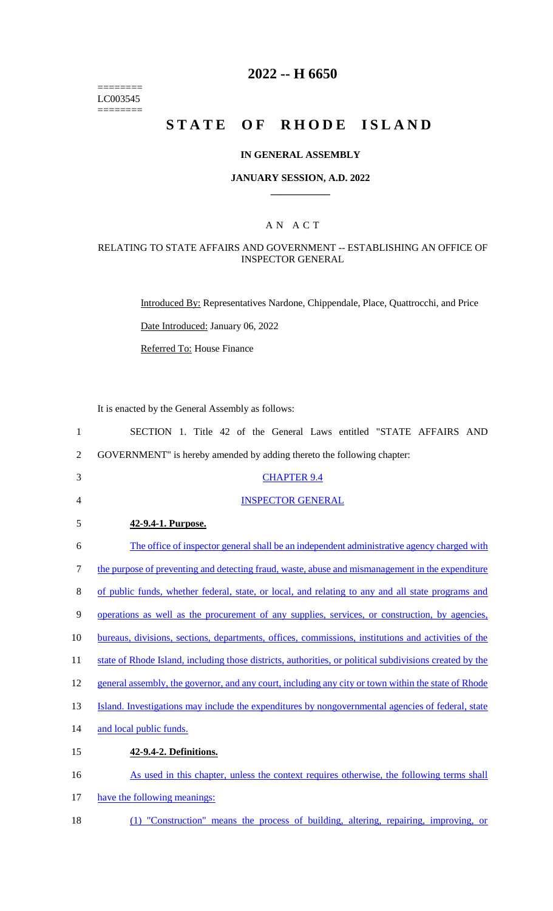========
LC003545
========

# 2022 -- H 6650

# STATE OF RHODE ISLAND

## IN GENERAL ASSEMBLY

## JANUARY SESSION, A.D. 2022

____________

## A N A C T

### RELATING TO STATE AFFAIRS AND GOVERNMENT -- ESTABLISHING AN OFFICE OF INSPECTOR GENERAL

Introduced By: Representatives Nardone, Chippendale, Place, Quattrocchi, and Price

Date Introduced: January 06, 2022

Referred To: House Finance

It is enacted by the General Assembly as follows:

1 SECTION 1. Title 42 of the General Laws entitled "STATE AFFAIRS AND
2 GOVERNMENT" is hereby amended by adding thereto the following chapter:

3 CHAPTER 9.4

4 INSPECTOR GENERAL

5 **42-9.4-1. Purpose.**

6 The office of inspector general shall be an independent administrative agency charged with
7 the purpose of preventing and detecting fraud, waste, abuse and mismanagement in the expenditure
8 of public funds, whether federal, state, or local, and relating to any and all state programs and
9 operations as well as the procurement of any supplies, services, or construction, by agencies,
10 bureaus, divisions, sections, departments, offices, commissions, institutions and activities of the
11 state of Rhode Island, including those districts, authorities, or political subdivisions created by the
12 general assembly, the governor, and any court, including any city or town within the state of Rhode
13 Island. Investigations may include the expenditures by nongovernmental agencies of federal, state
14 and local public funds.

15 **42-9.4-2. Definitions.**

16 As used in this chapter, unless the context requires otherwise, the following terms shall
17 have the following meanings:

18 (1) "Construction" means the process of building, altering, repairing, improving, or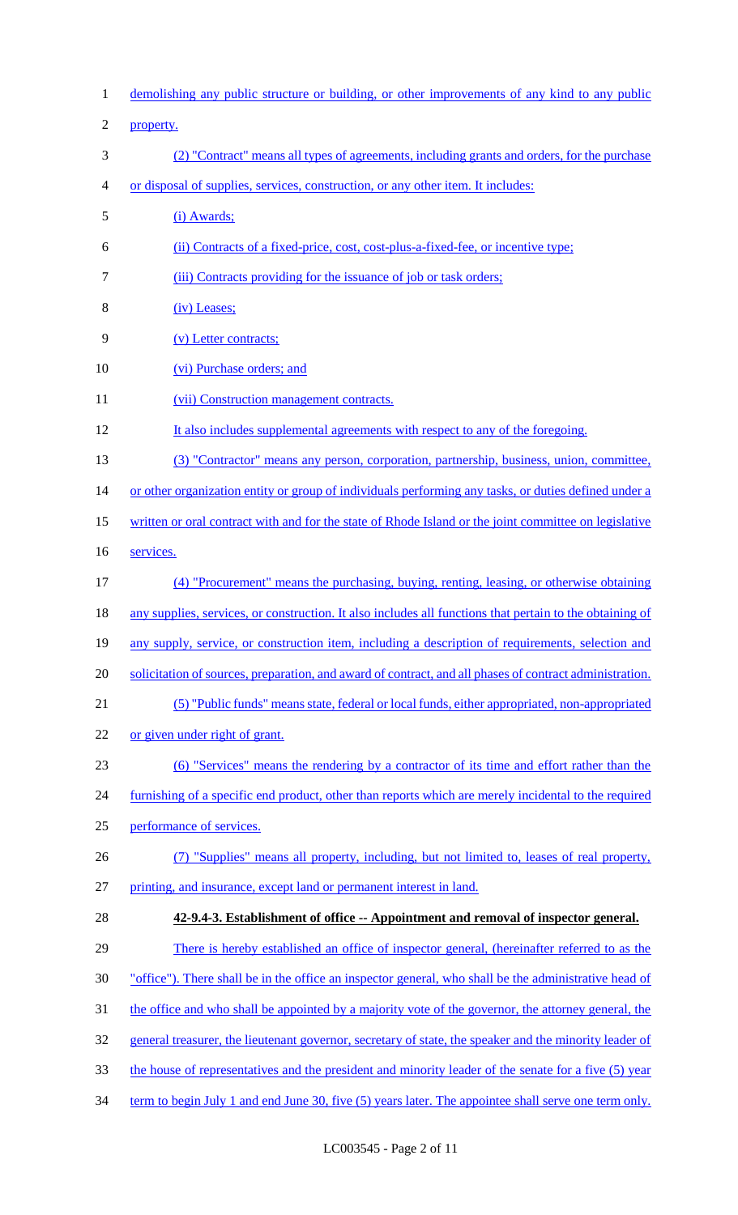demolishing any public structure or building, or other improvements of any kind to any public property.

(2) "Contract" means all types of agreements, including grants and orders, for the purchase or disposal of supplies, services, construction, or any other item. It includes:

(i) Awards;

(ii) Contracts of a fixed-price, cost, cost-plus-a-fixed-fee, or incentive type;

(iii) Contracts providing for the issuance of job or task orders;

(iv) Leases;

(v) Letter contracts;

(vi) Purchase orders; and

(vii) Construction management contracts.

It also includes supplemental agreements with respect to any of the foregoing.

(3) "Contractor" means any person, corporation, partnership, business, union, committee, or other organization entity or group of individuals performing any tasks, or duties defined under a written or oral contract with and for the state of Rhode Island or the joint committee on legislative services.

(4) "Procurement" means the purchasing, buying, renting, leasing, or otherwise obtaining any supplies, services, or construction. It also includes all functions that pertain to the obtaining of any supply, service, or construction item, including a description of requirements, selection and solicitation of sources, preparation, and award of contract, and all phases of contract administration.

(5) "Public funds" means state, federal or local funds, either appropriated, non-appropriated or given under right of grant.

(6) "Services" means the rendering by a contractor of its time and effort rather than the furnishing of a specific end product, other than reports which are merely incidental to the required performance of services.

(7) "Supplies" means all property, including, but not limited to, leases of real property, printing, and insurance, except land or permanent interest in land.

**42-9.4-3. Establishment of office -- Appointment and removal of inspector general.**

There is hereby established an office of inspector general, (hereinafter referred to as the "office"). There shall be in the office an inspector general, who shall be the administrative head of the office and who shall be appointed by a majority vote of the governor, the attorney general, the general treasurer, the lieutenant governor, secretary of state, the speaker and the minority leader of the house of representatives and the president and minority leader of the senate for a five (5) year term to begin July 1 and end June 30, five (5) years later. The appointee shall serve one term only.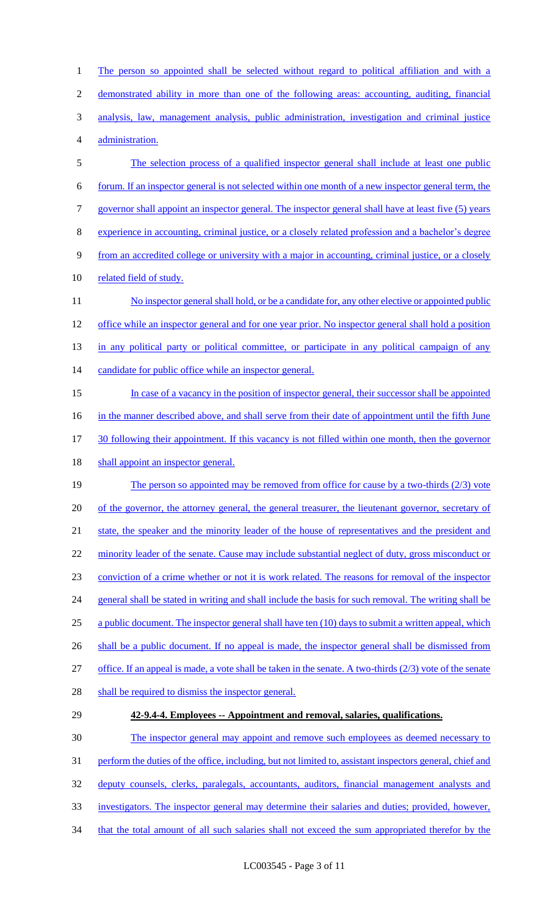The person so appointed shall be selected without regard to political affiliation and with a demonstrated ability in more than one of the following areas: accounting, auditing, financial analysis, law, management analysis, public administration, investigation and criminal justice administration.

The selection process of a qualified inspector general shall include at least one public forum. If an inspector general is not selected within one month of a new inspector general term, the governor shall appoint an inspector general. The inspector general shall have at least five (5) years experience in accounting, criminal justice, or a closely related profession and a bachelor's degree from an accredited college or university with a major in accounting, criminal justice, or a closely related field of study.

No inspector general shall hold, or be a candidate for, any other elective or appointed public office while an inspector general and for one year prior. No inspector general shall hold a position in any political party or political committee, or participate in any political campaign of any candidate for public office while an inspector general.

In case of a vacancy in the position of inspector general, their successor shall be appointed in the manner described above, and shall serve from their date of appointment until the fifth June 30 following their appointment. If this vacancy is not filled within one month, then the governor shall appoint an inspector general.

The person so appointed may be removed from office for cause by a two-thirds (2/3) vote of the governor, the attorney general, the general treasurer, the lieutenant governor, secretary of state, the speaker and the minority leader of the house of representatives and the president and minority leader of the senate. Cause may include substantial neglect of duty, gross misconduct or conviction of a crime whether or not it is work related. The reasons for removal of the inspector general shall be stated in writing and shall include the basis for such removal. The writing shall be a public document. The inspector general shall have ten (10) days to submit a written appeal, which shall be a public document. If no appeal is made, the inspector general shall be dismissed from office. If an appeal is made, a vote shall be taken in the senate. A two-thirds (2/3) vote of the senate shall be required to dismiss the inspector general.

**42-9.4-4. Employees -- Appointment and removal, salaries, qualifications.**

The inspector general may appoint and remove such employees as deemed necessary to perform the duties of the office, including, but not limited to, assistant inspectors general, chief and deputy counsels, clerks, paralegals, accountants, auditors, financial management analysts and investigators. The inspector general may determine their salaries and duties; provided, however, that the total amount of all such salaries shall not exceed the sum appropriated therefor by the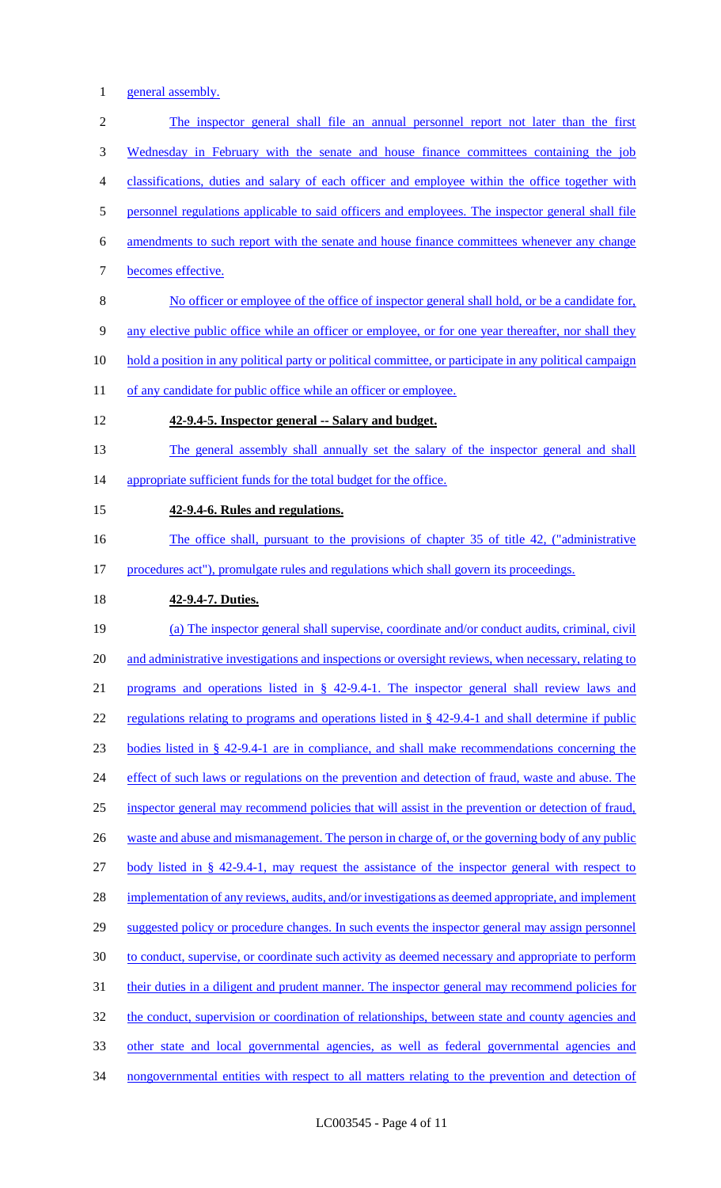general assembly.

The inspector general shall file an annual personnel report not later than the first Wednesday in February with the senate and house finance committees containing the job classifications, duties and salary of each officer and employee within the office together with personnel regulations applicable to said officers and employees. The inspector general shall file amendments to such report with the senate and house finance committees whenever any change becomes effective.

No officer or employee of the office of inspector general shall hold, or be a candidate for, any elective public office while an officer or employee, or for one year thereafter, nor shall they hold a position in any political party or political committee, or participate in any political campaign of any candidate for public office while an officer or employee.

**42-9.4-5. Inspector general -- Salary and budget.**

The general assembly shall annually set the salary of the inspector general and shall appropriate sufficient funds for the total budget for the office.

**42-9.4-6. Rules and regulations.**

The office shall, pursuant to the provisions of chapter 35 of title 42, ("administrative procedures act"), promulgate rules and regulations which shall govern its proceedings.

**42-9.4-7. Duties.**

(a) The inspector general shall supervise, coordinate and/or conduct audits, criminal, civil and administrative investigations and inspections or oversight reviews, when necessary, relating to programs and operations listed in § 42-9.4-1. The inspector general shall review laws and regulations relating to programs and operations listed in § 42-9.4-1 and shall determine if public bodies listed in § 42-9.4-1 are in compliance, and shall make recommendations concerning the effect of such laws or regulations on the prevention and detection of fraud, waste and abuse. The inspector general may recommend policies that will assist in the prevention or detection of fraud, waste and abuse and mismanagement. The person in charge of, or the governing body of any public body listed in § 42-9.4-1, may request the assistance of the inspector general with respect to implementation of any reviews, audits, and/or investigations as deemed appropriate, and implement suggested policy or procedure changes. In such events the inspector general may assign personnel to conduct, supervise, or coordinate such activity as deemed necessary and appropriate to perform their duties in a diligent and prudent manner. The inspector general may recommend policies for the conduct, supervision or coordination of relationships, between state and county agencies and other state and local governmental agencies, as well as federal governmental agencies and nongovernmental entities with respect to all matters relating to the prevention and detection of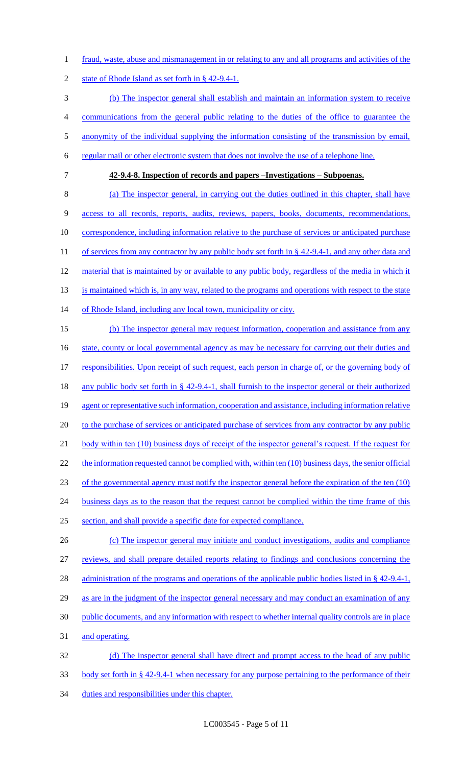fraud, waste, abuse and mismanagement in or relating to any and all programs and activities of the state of Rhode Island as set forth in § 42-9.4-1.

(b) The inspector general shall establish and maintain an information system to receive communications from the general public relating to the duties of the office to guarantee the anonymity of the individual supplying the information consisting of the transmission by email, regular mail or other electronic system that does not involve the use of a telephone line.

**42-9.4-8. Inspection of records and papers –Investigations – Subpoenas.**

(a) The inspector general, in carrying out the duties outlined in this chapter, shall have access to all records, reports, audits, reviews, papers, books, documents, recommendations, correspondence, including information relative to the purchase of services or anticipated purchase of services from any contractor by any public body set forth in § 42-9.4-1, and any other data and material that is maintained by or available to any public body, regardless of the media in which it is maintained which is, in any way, related to the programs and operations with respect to the state of Rhode Island, including any local town, municipality or city.

(b) The inspector general may request information, cooperation and assistance from any state, county or local governmental agency as may be necessary for carrying out their duties and responsibilities. Upon receipt of such request, each person in charge of, or the governing body of any public body set forth in § 42-9.4-1, shall furnish to the inspector general or their authorized agent or representative such information, cooperation and assistance, including information relative to the purchase of services or anticipated purchase of services from any contractor by any public body within ten (10) business days of receipt of the inspector general's request. If the request for the information requested cannot be complied with, within ten (10) business days, the senior official of the governmental agency must notify the inspector general before the expiration of the ten (10) business days as to the reason that the request cannot be complied within the time frame of this section, and shall provide a specific date for expected compliance.

(c) The inspector general may initiate and conduct investigations, audits and compliance reviews, and shall prepare detailed reports relating to findings and conclusions concerning the administration of the programs and operations of the applicable public bodies listed in § 42-9.4-1, as are in the judgment of the inspector general necessary and may conduct an examination of any public documents, and any information with respect to whether internal quality controls are in place and operating.

(d) The inspector general shall have direct and prompt access to the head of any public body set forth in § 42-9.4-1 when necessary for any purpose pertaining to the performance of their duties and responsibilities under this chapter.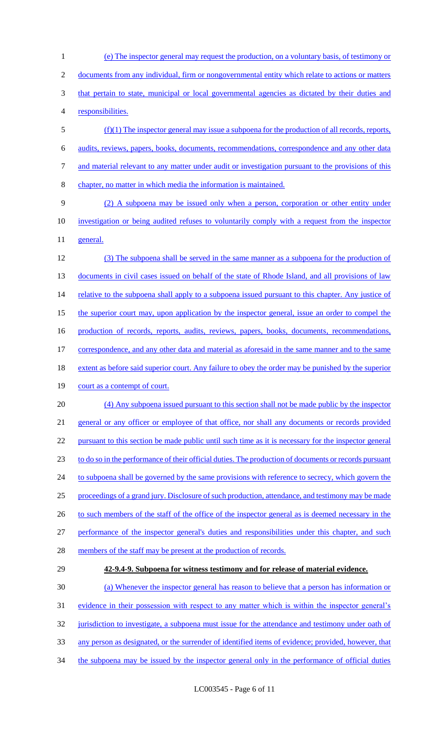(e) The inspector general may request the production, on a voluntary basis, of testimony or documents from any individual, firm or nongovernmental entity which relate to actions or matters that pertain to state, municipal or local governmental agencies as dictated by their duties and responsibilities.

(f)(1) The inspector general may issue a subpoena for the production of all records, reports, audits, reviews, papers, books, documents, recommendations, correspondence and any other data and material relevant to any matter under audit or investigation pursuant to the provisions of this chapter, no matter in which media the information is maintained.

(2) A subpoena may be issued only when a person, corporation or other entity under investigation or being audited refuses to voluntarily comply with a request from the inspector general.

(3) The subpoena shall be served in the same manner as a subpoena for the production of documents in civil cases issued on behalf of the state of Rhode Island, and all provisions of law relative to the subpoena shall apply to a subpoena issued pursuant to this chapter. Any justice of the superior court may, upon application by the inspector general, issue an order to compel the production of records, reports, audits, reviews, papers, books, documents, recommendations, correspondence, and any other data and material as aforesaid in the same manner and to the same extent as before said superior court. Any failure to obey the order may be punished by the superior court as a contempt of court.

(4) Any subpoena issued pursuant to this section shall not be made public by the inspector general or any officer or employee of that office, nor shall any documents or records provided pursuant to this section be made public until such time as it is necessary for the inspector general to do so in the performance of their official duties. The production of documents or records pursuant to subpoena shall be governed by the same provisions with reference to secrecy, which govern the proceedings of a grand jury. Disclosure of such production, attendance, and testimony may be made to such members of the staff of the office of the inspector general as is deemed necessary in the performance of the inspector general's duties and responsibilities under this chapter, and such members of the staff may be present at the production of records.

**42-9.4-9. Subpoena for witness testimony and for release of material evidence.**

(a) Whenever the inspector general has reason to believe that a person has information or evidence in their possession with respect to any matter which is within the inspector general's jurisdiction to investigate, a subpoena must issue for the attendance and testimony under oath of any person as designated, or the surrender of identified items of evidence; provided, however, that the subpoena may be issued by the inspector general only in the performance of official duties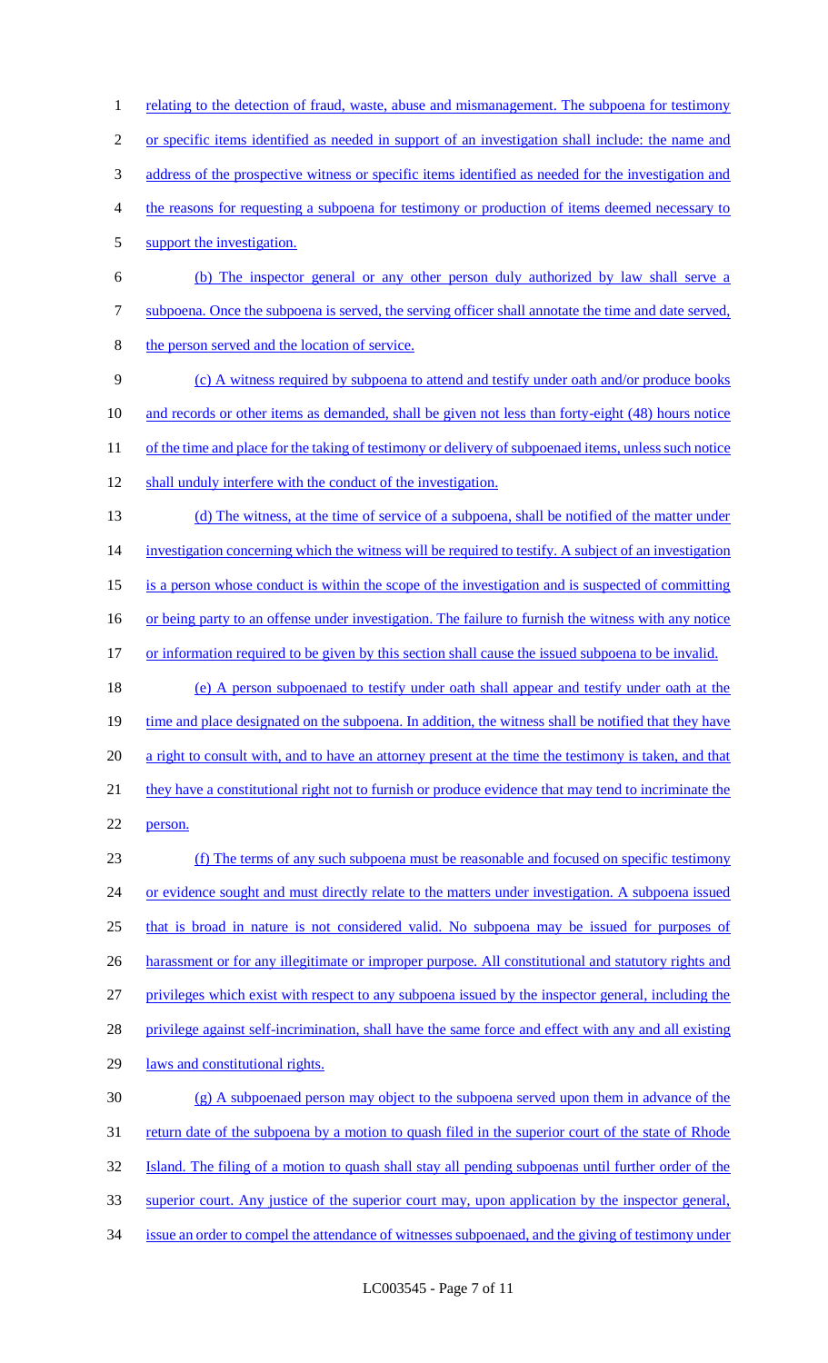relating to the detection of fraud, waste, abuse and mismanagement. The subpoena for testimony or specific items identified as needed in support of an investigation shall include: the name and address of the prospective witness or specific items identified as needed for the investigation and the reasons for requesting a subpoena for testimony or production of items deemed necessary to support the investigation.

(b) The inspector general or any other person duly authorized by law shall serve a subpoena. Once the subpoena is served, the serving officer shall annotate the time and date served, the person served and the location of service.

(c) A witness required by subpoena to attend and testify under oath and/or produce books and records or other items as demanded, shall be given not less than forty-eight (48) hours notice of the time and place for the taking of testimony or delivery of subpoenaed items, unless such notice shall unduly interfere with the conduct of the investigation.

(d) The witness, at the time of service of a subpoena, shall be notified of the matter under investigation concerning which the witness will be required to testify. A subject of an investigation is a person whose conduct is within the scope of the investigation and is suspected of committing or being party to an offense under investigation. The failure to furnish the witness with any notice or information required to be given by this section shall cause the issued subpoena to be invalid.

(e) A person subpoenaed to testify under oath shall appear and testify under oath at the time and place designated on the subpoena. In addition, the witness shall be notified that they have a right to consult with, and to have an attorney present at the time the testimony is taken, and that they have a constitutional right not to furnish or produce evidence that may tend to incriminate the person.

(f) The terms of any such subpoena must be reasonable and focused on specific testimony or evidence sought and must directly relate to the matters under investigation. A subpoena issued that is broad in nature is not considered valid. No subpoena may be issued for purposes of harassment or for any illegitimate or improper purpose. All constitutional and statutory rights and privileges which exist with respect to any subpoena issued by the inspector general, including the privilege against self-incrimination, shall have the same force and effect with any and all existing laws and constitutional rights.

(g) A subpoenaed person may object to the subpoena served upon them in advance of the return date of the subpoena by a motion to quash filed in the superior court of the state of Rhode Island. The filing of a motion to quash shall stay all pending subpoenas until further order of the superior court. Any justice of the superior court may, upon application by the inspector general, issue an order to compel the attendance of witnesses subpoenaed, and the giving of testimony under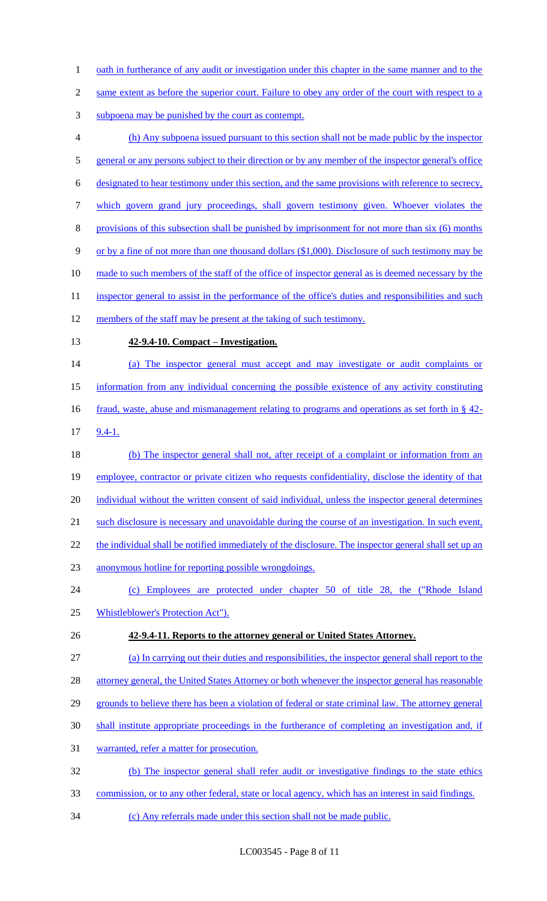oath in furtherance of any audit or investigation under this chapter in the same manner and to the same extent as before the superior court. Failure to obey any order of the court with respect to a subpoena may be punished by the court as contempt.

(h) Any subpoena issued pursuant to this section shall not be made public by the inspector general or any persons subject to their direction or by any member of the inspector general's office designated to hear testimony under this section, and the same provisions with reference to secrecy, which govern grand jury proceedings, shall govern testimony given. Whoever violates the provisions of this subsection shall be punished by imprisonment for not more than six (6) months or by a fine of not more than one thousand dollars ($1,000). Disclosure of such testimony may be made to such members of the staff of the office of inspector general as is deemed necessary by the inspector general to assist in the performance of the office's duties and responsibilities and such members of the staff may be present at the taking of such testimony.

**42-9.4-10. Compact – Investigation.**

(a) The inspector general must accept and may investigate or audit complaints or information from any individual concerning the possible existence of any activity constituting fraud, waste, abuse and mismanagement relating to programs and operations as set forth in § 42-9.4-1.

(b) The inspector general shall not, after receipt of a complaint or information from an employee, contractor or private citizen who requests confidentiality, disclose the identity of that individual without the written consent of said individual, unless the inspector general determines such disclosure is necessary and unavoidable during the course of an investigation. In such event, the individual shall be notified immediately of the disclosure. The inspector general shall set up an anonymous hotline for reporting possible wrongdoings.

(c) Employees are protected under chapter 50 of title 28, the ("Rhode Island Whistleblower's Protection Act").

**42-9.4-11. Reports to the attorney general or United States Attorney.**

(a) In carrying out their duties and responsibilities, the inspector general shall report to the attorney general, the United States Attorney or both whenever the inspector general has reasonable grounds to believe there has been a violation of federal or state criminal law. The attorney general shall institute appropriate proceedings in the furtherance of completing an investigation and, if warranted, refer a matter for prosecution.

(b) The inspector general shall refer audit or investigative findings to the state ethics commission, or to any other federal, state or local agency, which has an interest in said findings.

(c) Any referrals made under this section shall not be made public.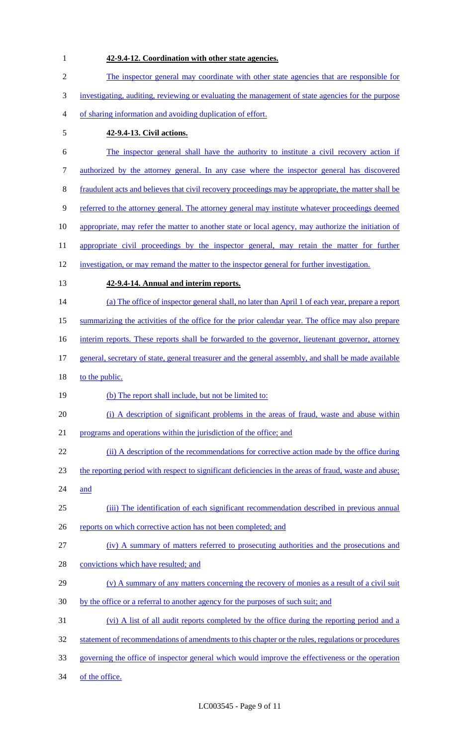**42-9.4-12. Coordination with other state agencies.**

The inspector general may coordinate with other state agencies that are responsible for investigating, auditing, reviewing or evaluating the management of state agencies for the purpose of sharing information and avoiding duplication of effort.

**42-9.4-13. Civil actions.**

The inspector general shall have the authority to institute a civil recovery action if authorized by the attorney general. In any case where the inspector general has discovered fraudulent acts and believes that civil recovery proceedings may be appropriate, the matter shall be referred to the attorney general. The attorney general may institute whatever proceedings deemed appropriate, may refer the matter to another state or local agency, may authorize the initiation of appropriate civil proceedings by the inspector general, may retain the matter for further investigation, or may remand the matter to the inspector general for further investigation.

**42-9.4-14. Annual and interim reports.**

(a) The office of inspector general shall, no later than April 1 of each year, prepare a report summarizing the activities of the office for the prior calendar year. The office may also prepare interim reports. These reports shall be forwarded to the governor, lieutenant governor, attorney general, secretary of state, general treasurer and the general assembly, and shall be made available to the public.

(b) The report shall include, but not be limited to:

(i) A description of significant problems in the areas of fraud, waste and abuse within programs and operations within the jurisdiction of the office; and

(ii) A description of the recommendations for corrective action made by the office during the reporting period with respect to significant deficiencies in the areas of fraud, waste and abuse; and

(iii) The identification of each significant recommendation described in previous annual reports on which corrective action has not been completed; and

(iv) A summary of matters referred to prosecuting authorities and the prosecutions and convictions which have resulted; and

(v) A summary of any matters concerning the recovery of monies as a result of a civil suit by the office or a referral to another agency for the purposes of such suit; and

(vi) A list of all audit reports completed by the office during the reporting period and a statement of recommendations of amendments to this chapter or the rules, regulations or procedures governing the office of inspector general which would improve the effectiveness or the operation of the office.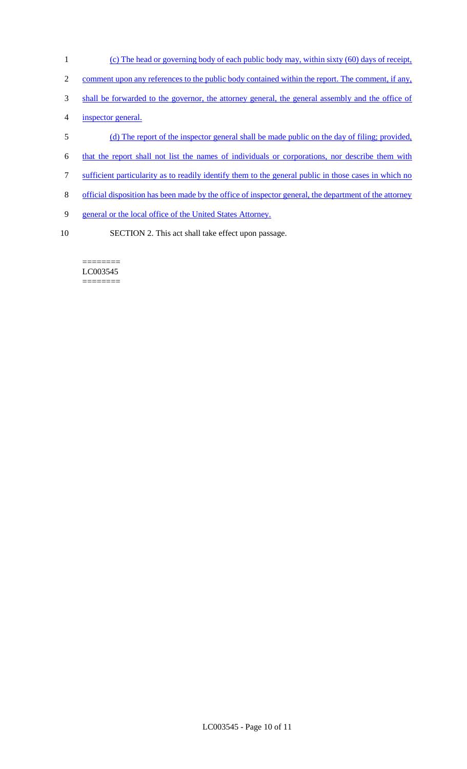(c) The head or governing body of each public body may, within sixty (60) days of receipt, comment upon any references to the public body contained within the report. The comment, if any, shall be forwarded to the governor, the attorney general, the general assembly and the office of inspector general.

(d) The report of the inspector general shall be made public on the day of filing; provided, that the report shall not list the names of individuals or corporations, nor describe them with sufficient particularity as to readily identify them to the general public in those cases in which no official disposition has been made by the office of inspector general, the department of the attorney general or the local office of the United States Attorney.

SECTION 2. This act shall take effect upon passage.

========
LC003545
========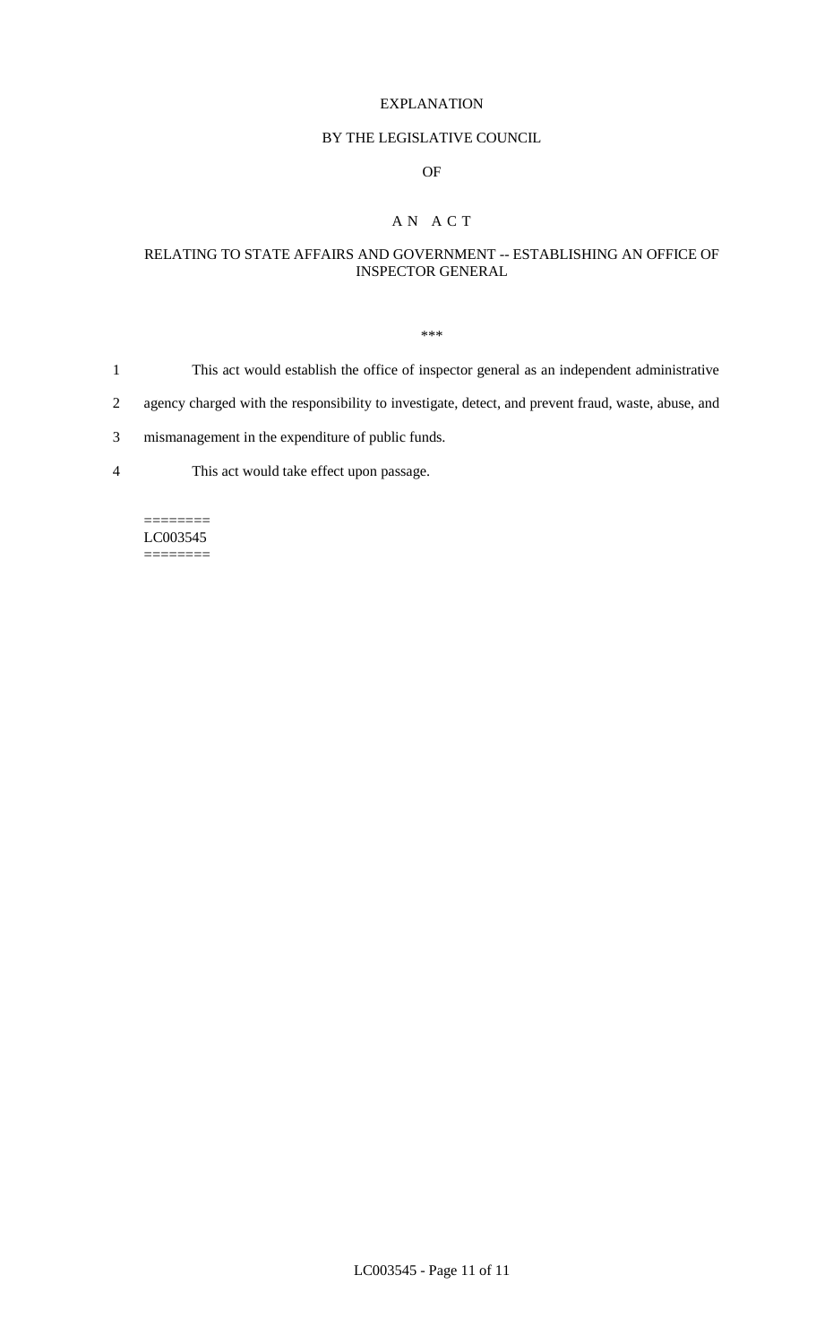EXPLANATION

BY THE LEGISLATIVE COUNCIL

OF

# A N A C T

RELATING TO STATE AFFAIRS AND GOVERNMENT -- ESTABLISHING AN OFFICE OF INSPECTOR GENERAL

\*\*\*

1 This act would establish the office of inspector general as an independent administrative
2 agency charged with the responsibility to investigate, detect, and prevent fraud, waste, abuse, and
3 mismanagement in the expenditure of public funds.
4 This act would take effect upon passage.

========
LC003545
========